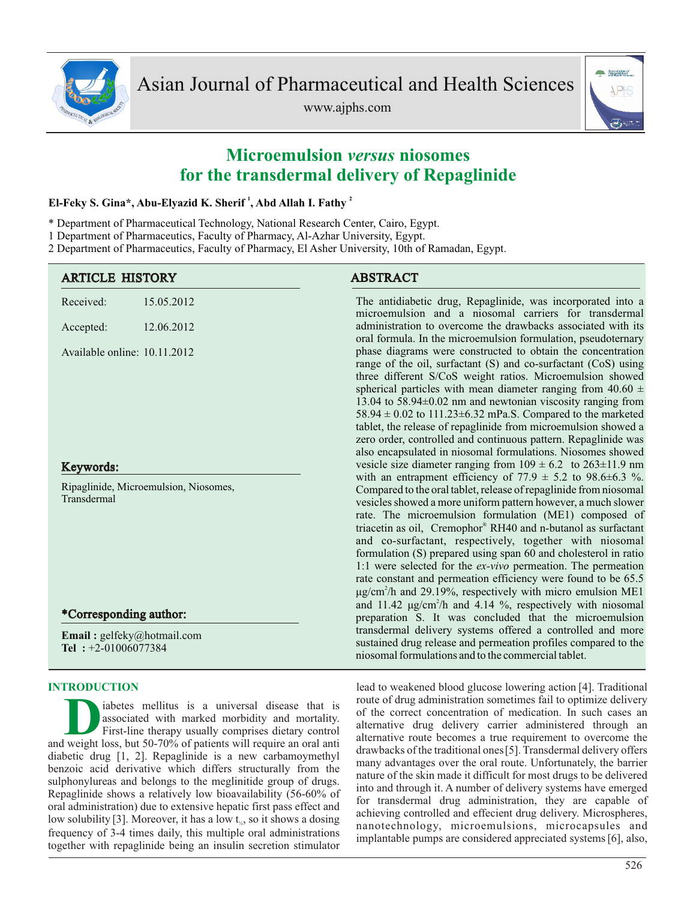# Microemulsion *versus* niosomes for the transdermal delivery of Repaglinide

**El-Feky S. Gina\*, Abu-Elyazid K. Sherif [1], Abd Allah I. Fathy [2]**

\* Department of Pharmaceutical Technology, National Research Center, Cairo, Egypt.
1 Department of Pharmaceutics, Faculty of Pharmacy, Al-Azhar University, Egypt.
2 Department of Pharmaceutics, Faculty of Pharmacy, El Asher University, 10th of Ramadan, Egypt.

## ARTICLE HISTORY

Received: 15.05.2012

Accepted: 12.06.2012

Available online: 10.11.2012

## Keywords:

Ripaglinide, Microemulsion, Niosomes, Transdermal

## \*Corresponding author:

**Email :** gelfeky@hotmail.com
**Tel :** +2-01006077384

## ABSTRACT

The antidiabetic drug, Repaglinide, was incorporated into a microemulsion and a niosomal carriers for transdermal administration to overcome the drawbacks associated with its oral formula. In the microemulsion formulation, pseudoternary phase diagrams were constructed to obtain the concentration range of the oil, surfactant (S) and co-surfactant (CoS) using three different S/CoS weight ratios. Microemulsion showed spherical particles with mean diameter ranging from 40.60 ± 13.04 to 58.94±0.02 nm and newtonian viscosity ranging from 58.94 ± 0.02 to 111.23±6.32 mPa.S. Compared to the marketed tablet, the release of repaglinide from microemulsion showed a zero order, controlled and continuous pattern. Repaglinide was also encapsulated in niosomal formulations. Niosomes showed vesicle size diameter ranging from 109 ± 6.2 to 263±11.9 nm with an entrapment efficiency of 77.9 ± 5.2 to 98.6±6.3 %. Compared to the oral tablet, release of repaglinide from niosomal vesicles showed a more uniform pattern however, a much slower rate. The microemulsion formulation (ME1) composed of triacetin as oil, Cremophor® RH40 and n-butanol as surfactant and co-surfactant, respectively, together with niosomal formulation (S) prepared using span 60 and cholesterol in ratio 1:1 were selected for the *ex-vivo* permeation. The permeation rate constant and permeation efficiency were found to be 65.5 μg/cm$^2$/h and 29.19%, respectively with micro emulsion ME1 and 11.42 μg/cm$^2$/h and 4.14 %, respectively with niosomal preparation S. It was concluded that the microemulsion transdermal delivery systems offered a controlled and more sustained drug release and permeation profiles compared to the niosomal formulations and to the commercial tablet.

## INTRODUCTION

Diabetes mellitus is a universal disease that is associated with marked morbidity and mortality. First-line therapy usually comprises dietary control and weight loss, but 50-70% of patients will require an oral anti diabetic drug [1, 2]. Repaglinide is a new carbamoymethyl benzoic acid derivative which differs structurally from the sulphonylureas and belongs to the meglinitide group of drugs. Repaglinide shows a relatively low bioavailability (56-60% of oral administration) due to extensive hepatic first pass effect and low solubility [3]. Moreover, it has a low $t_{½}$, so it shows a dosing frequency of 3-4 times daily, this multiple oral administrations together with repaglinide being an insulin secretion stimulator lead to weakened blood glucose lowering action [4]. Traditional route of drug administration sometimes fail to optimize delivery of the correct concentration of medication. In such cases an alternative drug delivery carrier administered through an alternative route becomes a true requirement to overcome the drawbacks of the traditional ones [5]. Transdermal delivery offers many advantages over the oral route. Unfortunately, the barrier nature of the skin made it difficult for most drugs to be delivered into and through it. A number of delivery systems have emerged for transdermal drug administration, they are capable of achieving controlled and effecient drug delivery. Microspheres, nanotechnology, microemulsions, microcapsules and implantable pumps are considered appreciated systems [6], also,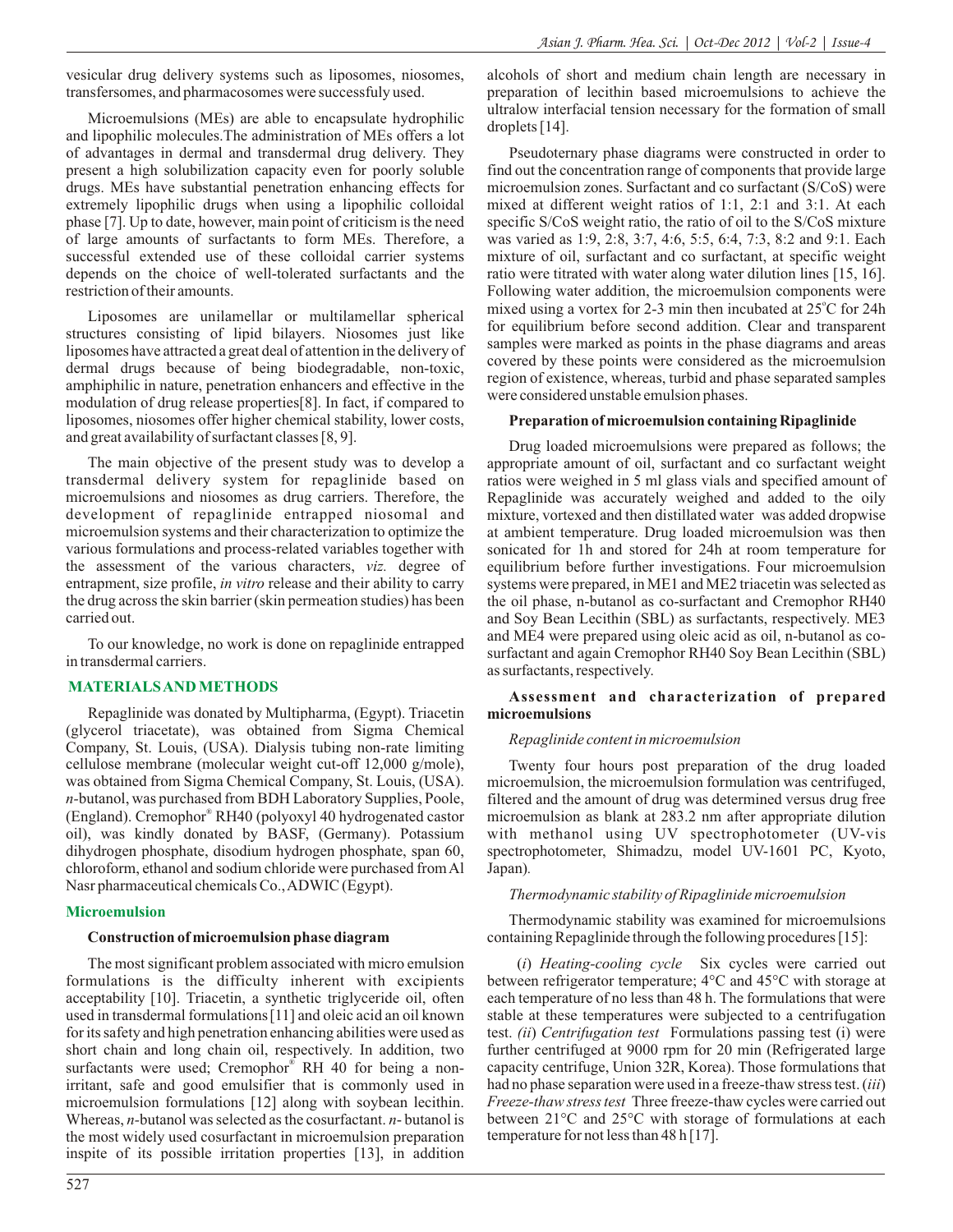vesicular drug delivery systems such as liposomes, niosomes, transfersomes, and pharmacosomes were successfuly used.

Microemulsions (MEs) are able to encapsulate hydrophilic and lipophilic molecules.The administration of MEs offers a lot of advantages in dermal and transdermal drug delivery. They present a high solubilization capacity even for poorly soluble drugs. MEs have substantial penetration enhancing effects for extremely lipophilic drugs when using a lipophilic colloidal phase [7]. Up to date, however, main point of criticism is the need of large amounts of surfactants to form MEs. Therefore, a successful extended use of these colloidal carrier systems depends on the choice of well-tolerated surfactants and the restriction of their amounts.

Liposomes are unilamellar or multilamellar spherical structures consisting of lipid bilayers. Niosomes just like liposomes have attracted a great deal of attention in the delivery of dermal drugs because of being biodegradable, non-toxic, amphiphilic in nature, penetration enhancers and effective in the modulation of drug release properties[8]. In fact, if compared to liposomes, niosomes offer higher chemical stability, lower costs, and great availability of surfactant classes [8, 9].

The main objective of the present study was to develop a transdermal delivery system for repaglinide based on microemulsions and niosomes as drug carriers. Therefore, the development of repaglinide entrapped niosomal and microemulsion systems and their characterization to optimize the various formulations and process-related variables together with the assessment of the various characters, *viz.* degree of entrapment, size profile, *in vitro* release and their ability to carry the drug across the skin barrier (skin permeation studies) has been carried out.

To our knowledge, no work is done on repaglinide entrapped in transdermal carriers.

## MATERIALS AND METHODS

Repaglinide was donated by Multipharma, (Egypt). Triacetin (glycerol triacetate), was obtained from Sigma Chemical Company, St. Louis, (USA). Dialysis tubing non-rate limiting cellulose membrane (molecular weight cut-off 12,000 g/mole), was obtained from Sigma Chemical Company, St. Louis, (USA). *n*-butanol, was purchased from BDH Laboratory Supplies, Poole, (England). Cremophor® RH40 (polyoxyl 40 hydrogenated castor oil), was kindly donated by BASF, (Germany). Potassium dihydrogen phosphate, disodium hydrogen phosphate, span 60, chloroform, ethanol and sodium chloride were purchased from Al Nasr pharmaceutical chemicals Co., ADWIC (Egypt).

### Microemulsion

#### Construction of microemulsion phase diagram

The most significant problem associated with micro emulsion formulations is the difficulty inherent with excipients acceptability [10]. Triacetin, a synthetic triglyceride oil, often used in transdermal formulations [11] and oleic acid an oil known for its safety and high penetration enhancing abilities were used as short chain and long chain oil, respectively. In addition, two surfactants were used; Cremophor® RH 40 for being a non-irritant, safe and good emulsifier that is commonly used in microemulsion formulations [12] along with soybean lecithin. Whereas, *n*-butanol was selected as the cosurfactant. *n*- butanol is the most widely used cosurfactant in microemulsion preparation inspite of its possible irritation properties [13], in addition alcohols of short and medium chain length are necessary in preparation of lecithin based microemulsions to achieve the ultralow interfacial tension necessary for the formation of small droplets [14].

Pseudoternary phase diagrams were constructed in order to find out the concentration range of components that provide large microemulsion zones. Surfactant and co surfactant (S/CoS) were mixed at different weight ratios of 1:1, 2:1 and 3:1. At each specific S/CoS weight ratio, the ratio of oil to the S/CoS mixture was varied as 1:9, 2:8, 3:7, 4:6, 5:5, 6:4, 7:3, 8:2 and 9:1. Each mixture of oil, surfactant and co surfactant, at specific weight ratio were titrated with water along water dilution lines [15, 16]. Following water addition, the microemulsion components were mixed using a vortex for 2-3 min then incubated at 25°C for 24h for equilibrium before second addition. Clear and transparent samples were marked as points in the phase diagrams and areas covered by these points were considered as the microemulsion region of existence, whereas, turbid and phase separated samples were considered unstable emulsion phases.

#### Preparation of microemulsion containing Ripaglinide

Drug loaded microemulsions were prepared as follows; the appropriate amount of oil, surfactant and co surfactant weight ratios were weighed in 5 ml glass vials and specified amount of Repaglinide was accurately weighed and added to the oily mixture, vortexed and then distilled water was added dropwise at ambient temperature. Drug loaded microemulsion was then sonicated for 1h and stored for 24h at room temperature for equilibrium before further investigations. Four microemulsion systems were prepared, in ME1 and ME2 triacetin was selected as the oil phase, n-butanol as co-surfactant and Cremophor RH40 and Soy Bean Lecithin (SBL) as surfactants, respectively. ME3 and ME4 were prepared using oleic acid as oil, n-butanol as co-surfactant and again Cremophor RH40 Soy Bean Lecithin (SBL) as surfactants, respectively.

#### Assessment and characterization of prepared microemulsions

*Repaglinide content in microemulsion*

Twenty four hours post preparation of the drug loaded microemulsion, the microemulsion formulation was centrifuged, filtered and the amount of drug was determined versus drug free microemulsion as blank at 283.2 nm after appropriate dilution with methanol using UV spectrophotometer (UV-vis spectrophotometer, Shimadzu, model UV-1601 PC, Kyoto, Japan).

*Thermodynamic stability of Ripaglinide microemulsion*

Thermodynamic stability was examined for microemulsions containing Repaglinide through the following procedures [15]:

(*i*) *Heating-cooling cycle* Six cycles were carried out between refrigerator temperature; 4°C and 45°C with storage at each temperature of no less than 48 h. The formulations that were stable at these temperatures were subjected to a centrifugation test. *(ii*) *Centrifugation test* Formulations passing test (i) were further centrifuged at 9000 rpm for 20 min (Refrigerated large capacity centrifuge, Union 32R, Korea). Those formulations that had no phase separation were used in a freeze-thaw stress test. (*iii*) *Freeze-thaw stress test* Three freeze-thaw cycles were carried out between 21°C and 25°C with storage of formulations at each temperature for not less than 48 h [17].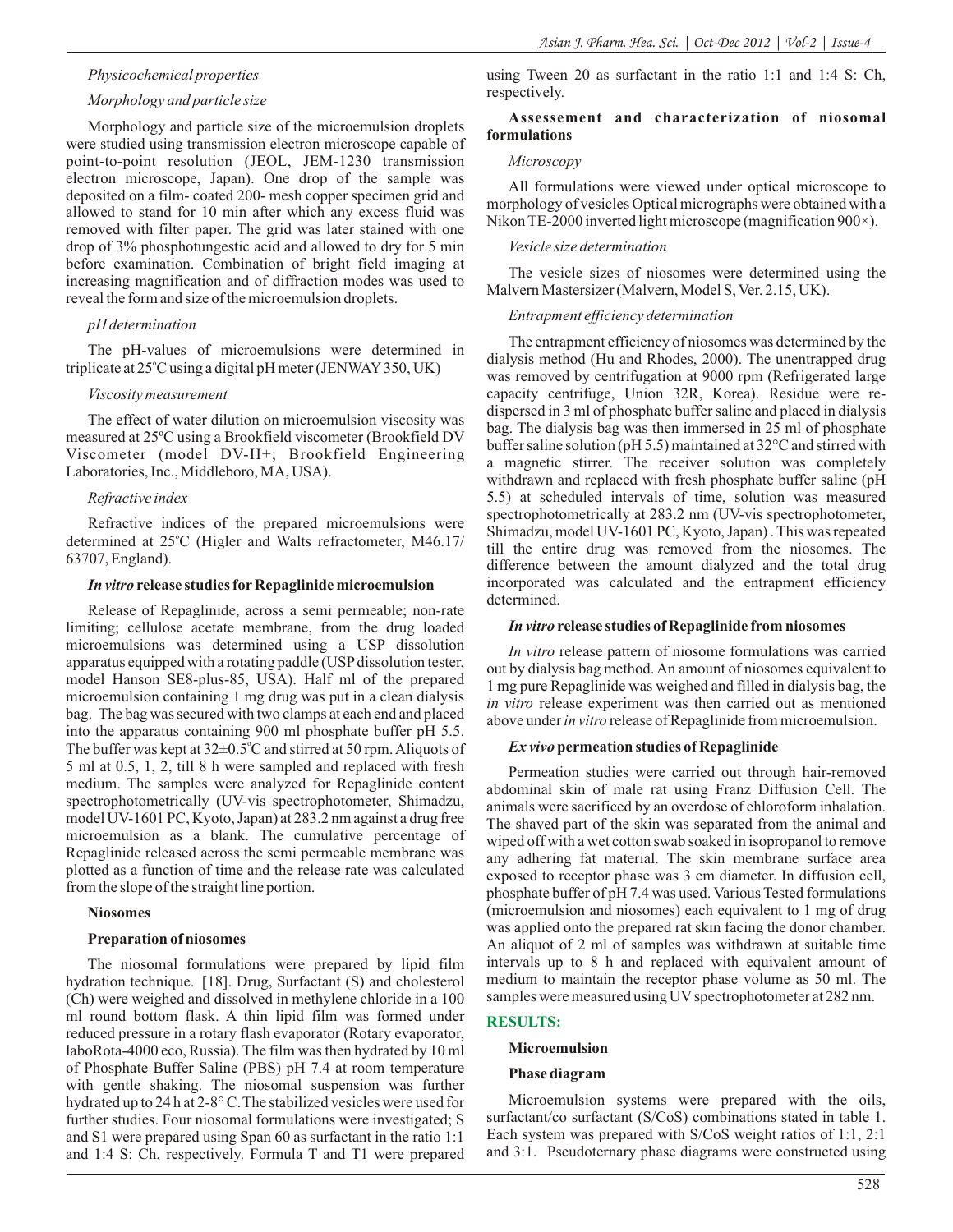*Physicochemical properties*

*Morphology and particle size*

Morphology and particle size of the microemulsion droplets were studied using transmission electron microscope capable of point-to-point resolution (JEOL, JEM-1230 transmission electron microscope, Japan). One drop of the sample was deposited on a film- coated 200- mesh copper specimen grid and allowed to stand for 10 min after which any excess fluid was removed with filter paper. The grid was later stained with one drop of 3% phosphotungestic acid and allowed to dry for 5 min before examination. Combination of bright field imaging at increasing magnification and of diffraction modes was used to reveal the form and size of the microemulsion droplets.

*pH determination*

The pH-values of microemulsions were determined in triplicate at 25°C using a digital pH meter (JENWAY 350, UK)

*Viscosity measurement*

The effect of water dilution on microemulsion viscosity was measured at 25ºC using a Brookfield viscometer (Brookfield DV Viscometer (model DV-II+; Brookfield Engineering Laboratories, Inc., Middleboro, MA, USA).

*Refractive index*

Refractive indices of the prepared microemulsions were determined at 25°C (Higler and Walts refractometer, M46.17/ 63707, England).

***In vitro* release studies for Repaglinide microemulsion**

Release of Repaglinide, across a semi permeable; non-rate limiting; cellulose acetate membrane, from the drug loaded microemulsions was determined using a USP dissolution apparatus equipped with a rotating paddle (USP dissolution tester, model Hanson SE8-plus-85, USA). Half ml of the prepared microemulsion containing 1 mg drug was put in a clean dialysis bag. The bag was secured with two clamps at each end and placed into the apparatus containing 900 ml phosphate buffer pH 5.5. The buffer was kept at 32±0.5°C and stirred at 50 rpm. Aliquots of 5 ml at 0.5, 1, 2, till 8 h were sampled and replaced with fresh medium. The samples were analyzed for Repaglinide content spectrophotometrically (UV-vis spectrophotometer, Shimadzu, model UV-1601 PC, Kyoto, Japan) at 283.2 nm against a drug free microemulsion as a blank. The cumulative percentage of Repaglinide released across the semi permeable membrane was plotted as a function of time and the release rate was calculated from the slope of the straight line portion.

**Niosomes**

**Preparation of niosomes**

The niosomal formulations were prepared by lipid film hydration technique. [18]. Drug, Surfactant (S) and cholesterol (Ch) were weighed and dissolved in methylene chloride in a 100 ml round bottom flask. A thin lipid film was formed under reduced pressure in a rotary flash evaporator (Rotary evaporator, laboRota-4000 eco, Russia). The film was then hydrated by 10 ml of Phosphate Buffer Saline (PBS) pH 7.4 at room temperature with gentle shaking. The niosomal suspension was further hydrated up to 24 h at 2-8° C. The stabilized vesicles were used for further studies. Four niosomal formulations were investigated; S and S1 were prepared using Span 60 as surfactant in the ratio 1:1 and 1:4 S: Ch, respectively. Formula T and T1 were prepared using Tween 20 as surfactant in the ratio 1:1 and 1:4 S: Ch, respectively.

**Assessement and characterization of niosomal formulations**

*Microscopy*

All formulations were viewed under optical microscope to morphology of vesicles Optical micrographs were obtained with a Nikon TE-2000 inverted light microscope (magnification 900×).

*Vesicle size determination*

The vesicle sizes of niosomes were determined using the Malvern Mastersizer (Malvern, Model S, Ver. 2.15, UK).

*Entrapment efficiency determination*

The entrapment efficiency of niosomes was determined by the dialysis method (Hu and Rhodes, 2000). The unentrapped drug was removed by centrifugation at 9000 rpm (Refrigerated large capacity centrifuge, Union 32R, Korea). Residue were re-dispersed in 3 ml of phosphate buffer saline and placed in dialysis bag. The dialysis bag was then immersed in 25 ml of phosphate buffer saline solution (pH 5.5) maintained at 32°C and stirred with a magnetic stirrer. The receiver solution was completely withdrawn and replaced with fresh phosphate buffer saline (pH 5.5) at scheduled intervals of time, solution was measured spectrophotometrically at 283.2 nm (UV-vis spectrophotometer, Shimadzu, model UV-1601 PC, Kyoto, Japan) . This was repeated till the entire drug was removed from the niosomes. The difference between the amount dialyzed and the total drug incorporated was calculated and the entrapment efficiency determined.

***In vitro* release studies of Repaglinide from niosomes**

*In vitro* release pattern of niosome formulations was carried out by dialysis bag method. An amount of niosomes equivalent to 1 mg pure Repaglinide was weighed and filled in dialysis bag, the *in vitro* release experiment was then carried out as mentioned above under *in vitro* release of Repaglinide from microemulsion.

***Ex vivo* permeation studies of Repaglinide**

Permeation studies were carried out through hair-removed abdominal skin of male rat using Franz Diffusion Cell. The animals were sacrificed by an overdose of chloroform inhalation. The shaved part of the skin was separated from the animal and wiped off with a wet cotton swab soaked in isopropanol to remove any adhering fat material. The skin membrane surface area exposed to receptor phase was 3 cm diameter. In diffusion cell, phosphate buffer of pH 7.4 was used. Various Tested formulations (microemulsion and niosomes) each equivalent to 1 mg of drug was applied onto the prepared rat skin facing the donor chamber. An aliquot of 2 ml of samples was withdrawn at suitable time intervals up to 8 h and replaced with equivalent amount of medium to maintain the receptor phase volume as 50 ml. The samples were measured using UV spectrophotometer at 282 nm.

## RESULTS:

**Microemulsion**

**Phase diagram**

Microemulsion systems were prepared with the oils, surfactant/co surfactant (S/CoS) combinations stated in table 1. Each system was prepared with S/CoS weight ratios of 1:1, 2:1 and 3:1. Pseudoternary phase diagrams were constructed using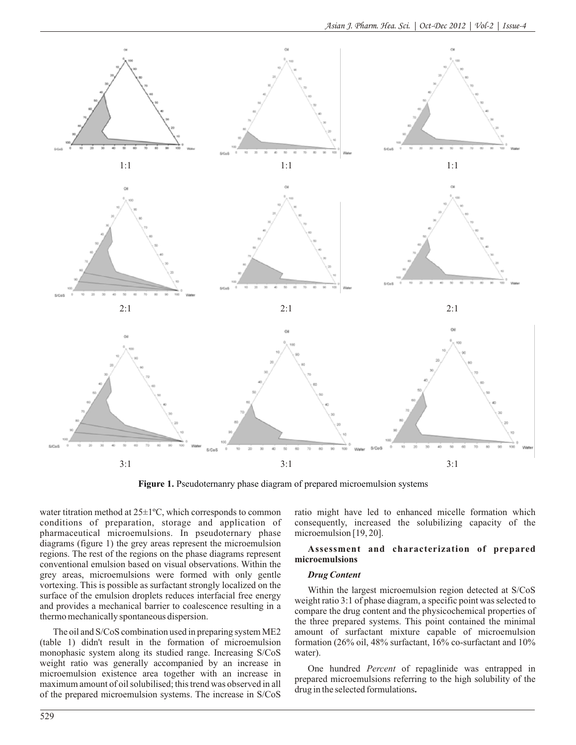**Figure 1.** Pseudoternanry phase diagram of prepared microemulsion systems

water titration method at 25±1ºC, which corresponds to common conditions of preparation, storage and application of pharmaceutical microemulsions. In pseudoternary phase diagrams (figure 1) the grey areas represent the microemulsion regions. The rest of the regions on the phase diagrams represent conventional emulsion based on visual observations. Within the grey areas, microemulsions were formed with only gentle vortexing. This is possible as surfactant strongly localized on the surface of the emulsion droplets reduces interfacial free energy and provides a mechanical barrier to coalescence resulting in a thermo mechanically spontaneous dispersion.

The oil and S/CoS combination used in preparing system ME2 (table 1) didn't result in the formation of microemulsion monophasic system along its studied range. Increasing S/CoS weight ratio was generally accompanied by an increase in microemulsion existence area together with an increase in maximum amount of oil solubilised; this trend was observed in all of the prepared microemulsion systems. The increase in S/CoS ratio might have led to enhanced micelle formation which consequently, increased the solubilizing capacity of the microemulsion [19, 20].

### Assessment and characterization of prepared microemulsions

#### *Drug Content*

Within the largest microemulsion region detected at S/CoS weight ratio 3:1 of phase diagram, a specific point was selected to compare the drug content and the physicochemical properties of the three prepared systems. This point contained the minimal amount of surfactant mixture capable of microemulsion formation (26% oil, 48% surfactant, 16% co-surfactant and 10% water).

One hundred *Percent* of repaglinide was entrapped in prepared microemulsions referring to the high solubility of the drug in the selected formulations**.**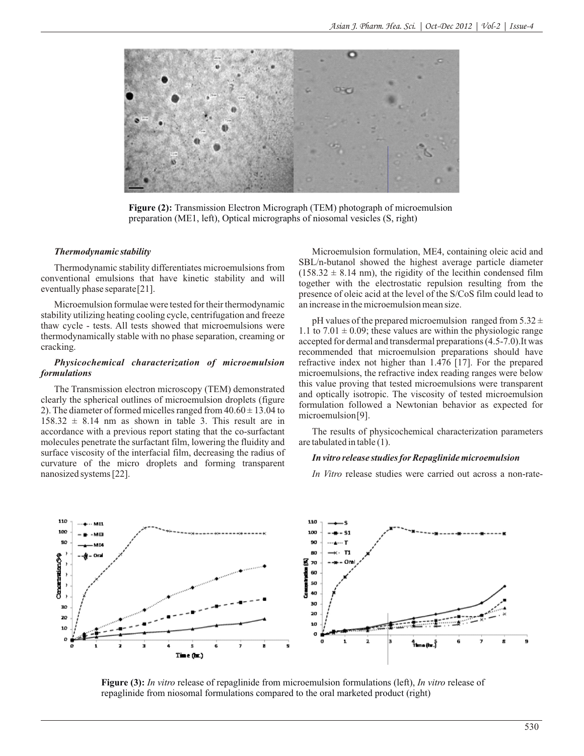**Figure (2):** Transmission Electron Micrograph (TEM) photograph of microemulsion preparation (ME1, left), Optical micrographs of niosomal vesicles (S, right)

### *Thermodynamic stability*

Thermodynamic stability differentiates microemulsions from conventional emulsions that have kinetic stability and will eventually phase separate[21].

Microemulsion formulae were tested for their thermodynamic stability utilizing heating cooling cycle, centrifugation and freeze thaw cycle - tests. All tests showed that microemulsions were thermodynamically stable with no phase separation, creaming or cracking.

### *Physicochemical characterization of microemulsion formulations*

The Transmission electron microscopy (TEM) demonstrated clearly the spherical outlines of microemulsion droplets (figure 2). The diameter of formed micelles ranged from $40.60 \pm 13.04$ to $158.32 \pm 8.14$ nm as shown in table 3. This result are in accordance with a previous report stating that the co-surfactant molecules penetrate the surfactant film, lowering the fluidity and surface viscosity of the interfacial film, decreasing the radius of curvature of the micro droplets and forming transparent nanosized systems [22].

Microemulsion formulation, ME4, containing oleic acid and SBL/n-butanol showed the highest average particle diameter ($158.32 \pm 8.14$ nm), the rigidity of the lecithin condensed film together with the electrostatic repulsion resulting from the presence of oleic acid at the level of the S/CoS film could lead to an increase in the microemulsion mean size.

pH values of the prepared microemulsion ranged from $5.32 \pm 1.1$ to $7.01 \pm 0.09$; these values are within the physiologic range accepted for dermal and transdermal preparations (4.5-7.0).It was recommended that microemulsion preparations should have refractive index not higher than 1.476 [17]. For the prepared microemulsions, the refractive index reading ranges were below this value proving that tested microemulsions were transparent and optically isotropic. The viscosity of tested microemulsion formulation followed a Newtonian behavior as expected for microemulsion[9].

The results of physicochemical characterization parameters are tabulated in table (1).

### *In vitro release studies for Repaglinide microemulsion*

*In Vitro* release studies were carried out across a non-rate-

**Figure (3):** *In vitro* release of repaglinide from microemulsion formulations (left), *In vitro* release of repaglinide from niosomal formulations compared to the oral marketed product (right)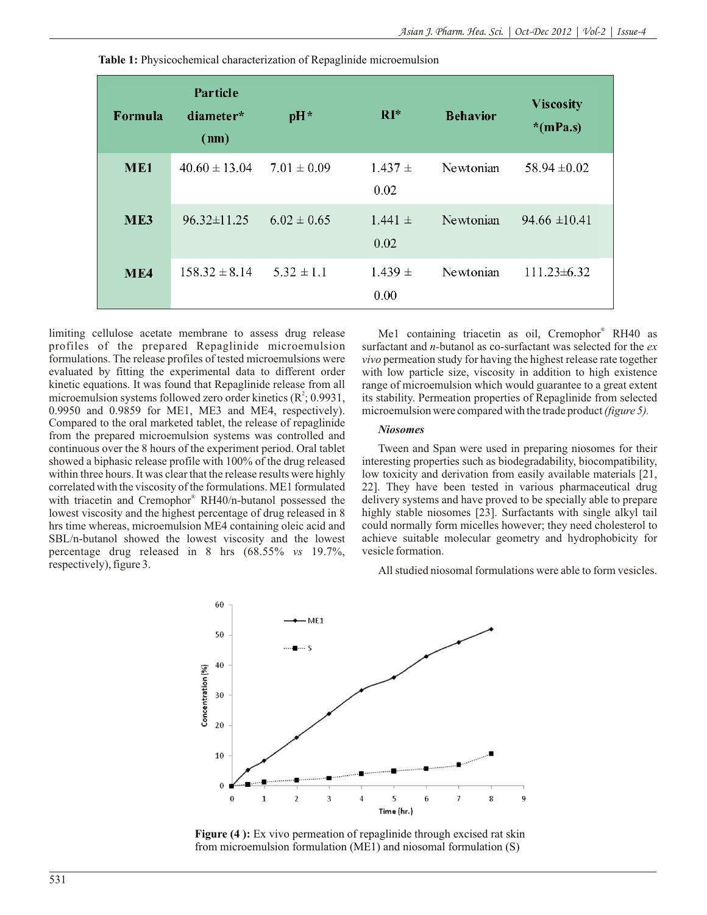**Table 1:** Physicochemical characterization of Repaglinide microemulsion

| Formula | Particle diameter* (nm) | pH* | RI* | Behavior | Viscosity *(mPa.s) |
|---|---|---|---|---|---|
| ME1 | 40.60 ± 13.04 | 7.01 ± 0.09 | 1.437 ± 0.02 | Newtonian | 58.94 ±0.02 |
| ME3 | 96.32±11.25 | 6.02 ± 0.65 | 1.441 ± 0.02 | Newtonian | 94.66 ±10.41 |
| ME4 | 158.32 ± 8.14 | 5.32 ± 1.1 | 1.439 ± 0.00 | Newtonian | 111.23±6.32 |

limiting cellulose acetate membrane to assess drug release profiles of the prepared Repaglinide microemulsion formulations. The release profiles of tested microemulsions were evaluated by fitting the experimental data to different order kinetic equations. It was found that Repaglinide release from all microemulsion systems followed zero order kinetics ($R^2$; 0.9931, 0.9950 and 0.9859 for ME1, ME3 and ME4, respectively). Compared to the oral marketed tablet, the release of repaglinide from the prepared microemulsion systems was controlled and continuous over the 8 hours of the experiment period. Oral tablet showed a biphasic release profile with 100% of the drug released within three hours. It was clear that the release results were highly correlated with the viscosity of the formulations. ME1 formulated with triacetin and Cremophor® RH40/n-butanol possessed the lowest viscosity and the highest percentage of drug released in 8 hrs time whereas, microemulsion ME4 containing oleic acid and SBL/n-butanol showed the lowest viscosity and the lowest percentage drug released in 8 hrs (68.55% *vs* 19.7%, respectively), figure 3.

Me1 containing triacetin as oil, Cremophor® RH40 as surfactant and *n*-butanol as co-surfactant was selected for the *ex vivo* permeation study for having the highest release rate together with low particle size, viscosity in addition to high existence range of microemulsion which would guarantee to a great extent its stability. Permeation properties of Repaglinide from selected microemulsion were compared with the trade product *(figure 5).*

### *Niosomes*

Tween and Span were used in preparing niosomes for their interesting properties such as biodegradability, biocompatibility, low toxicity and derivation from easily available materials [21, 22]. They have been tested in various pharmaceutical drug delivery systems and have proved to be specially able to prepare highly stable niosomes [23]. Surfactants with single alkyl tail could normally form micelles however; they need cholesterol to achieve suitable molecular geometry and hydrophobicity for vesicle formation.

All studied niosomal formulations were able to form vesicles.

**Figure (4 ):** Ex vivo permeation of repaglinide through excised rat skin from microemulsion formulation (ME1) and niosomal formulation (S)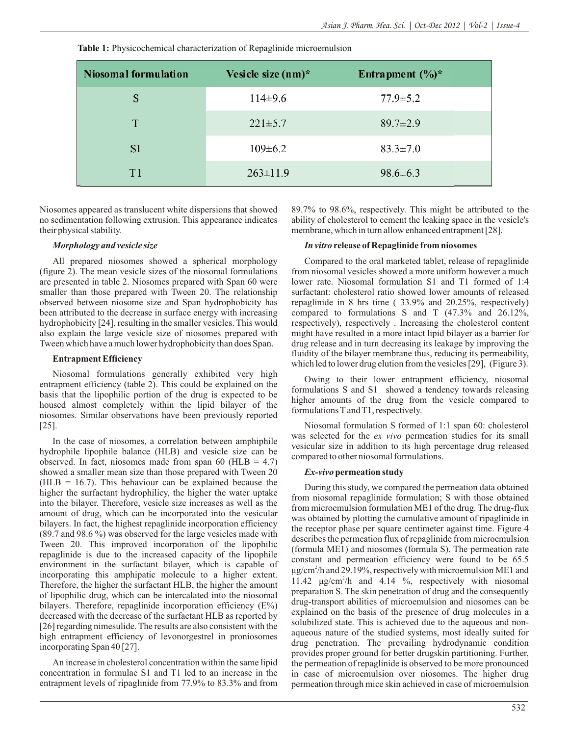**Table 1:** Physicochemical characterization of Repaglinide microemulsion

| Niosomal formulation | Vesicle size (nm)* | Entrapment (%)* |
|---|---|---|
| S | 114±9.6 | 77.9±5.2 |
| T | 221±5.7 | 89.7±2.9 |
| S1 | 109±6.2 | 83.3±7.0 |
| T1 | 263±11.9 | 98.6±6.3 |

Niosomes appeared as translucent white dispersions that showed no sedimentation following extrusion. This appearance indicates their physical stability.

***Morphology and vesicle size***

All prepared niosomes showed a spherical morphology (figure 2). The mean vesicle sizes of the niosomal formulations are presented in table 2. Niosomes prepared with Span 60 were smaller than those prepared with Tween 20. The relationship observed between niosome size and Span hydrophobicity has been attributed to the decrease in surface energy with increasing hydrophobicity [24], resulting in the smaller vesicles. This would also explain the large vesicle size of niosomes prepared with Tween which have a much lower hydrophobicity than does Span.

**Entrapment Efficiency**

Niosomal formulations generally exhibited very high entrapment efficiency (table 2). This could be explained on the basis that the lipophilic portion of the drug is expected to be housed almost completely within the lipid bilayer of the niosomes. Similar observations have been previously reported [25].

In the case of niosomes, a correlation between amphiphile hydrophile lipophile balance (HLB) and vesicle size can be observed. In fact, niosomes made from span 60 (HLB = 4.7) showed a smaller mean size than those prepared with Tween 20 (HLB = 16.7). This behaviour can be explained because the higher the surfactant hydrophilicy, the higher the water uptake into the bilayer. Therefore, vesicle size increases as well as the amount of drug, which can be incorporated into the vesicular bilayers. In fact, the highest repaglinide incorporation efficiency (89.7 and 98.6 %) was observed for the large vesicles made with Tween 20. This improved incorporation of the lipophilic repaglinide is due to the increased capacity of the lipophilic environment in the surfactant bilayer, which is capable of incorporating this amphipatic molecule to a higher extent. Therefore, the higher the surfactant HLB, the higher the amount of lipophilic drug, which can be intercalated into the niosomal bilayers. Therefore, repaglinide incorporation efficiency (E%) decreased with the decrease of the surfactant HLB as reported by [26] regarding nimesulide. The results are also consistent with the high entrapment efficiency of levonorgestrel in proniosomes incorporating Span 40 [27].

An increase in cholesterol concentration within the same lipid concentration in formulae S1 and T1 led to an increase in the entrapment levels of ripaglinide from 77.9% to 83.3% and from 89.7% to 98.6%, respectively. This might be attributed to the ability of cholesterol to cement the leaking space in the vesicle's membrane, which in turn allow enhanced entrapment [28].

***In vitro*** **release of Repaglinide from niosomes**

Compared to the oral marketed tablet, release of repaglinide from niosomal vesicles showed a more uniform however a much lower rate. Niosomal formulation S1 and T1 formed of 1:4 surfactant: cholesterol ratio showed lower amounts of released repaglinide in 8 hrs time ( 33.9% and 20.25%, respectively) compared to formulations S and T (47.3% and 26.12%, respectively), respectively . Increasing the cholesterol content might have resulted in a more intact lipid bilayer as a barrier for drug release and in turn decreasing its leakage by improving the fluidity of the bilayer membrane thus, reducing its permeability, which led to lower drug elution from the vesicles [29], (Figure 3).

Owing to their lower entrapment efficiency, niosomal formulations S and S1 showed a tendency towards releasing higher amounts of the drug from the vesicle compared to formulations T and T1, respectively.

Niosomal formulation S formed of 1:1 span 60: cholesterol was selected for the *ex vivo* permeation studies for its small vesicular size in addition to its high percentage drug released compared to other niosomal formulations.

***Ex-vivo*** **permeation study**

During this study, we compared the permeation data obtained from niosomal repaglinide formulation; S with those obtained from microemulsion formulation ME1 of the drug. The drug-flux was obtained by plotting the cumulative amount of ripaglinide in the receptor phase per square centimeter against time. Figure 4 describes the permeation flux of repaglinide from microemulsion (formula ME1) and niosomes (formula S). The permeation rate constant and permeation efficiency were found to be 65.5 $\mu g/cm^2/h$ and 29.19%, respectively with microemulsion ME1 and 11.42 $\mu g/cm^2/h$ and 4.14 %, respectively with niosomal preparation S. The skin penetration of drug and the consequently drug-transport abilities of microemulsion and niosomes can be explained on the basis of the presence of drug molecules in a solubilized state. This is achieved due to the aqueous and non-aqueous nature of the studied systems, most ideally suited for drug penetration. The prevailing hydrodynamic condition provides proper ground for better drugskin partitioning. Further, the permeation of repaglinide is observed to be more pronounced in case of microemulsion over niosomes. The higher drug permeation through mice skin achieved in case of microemulsion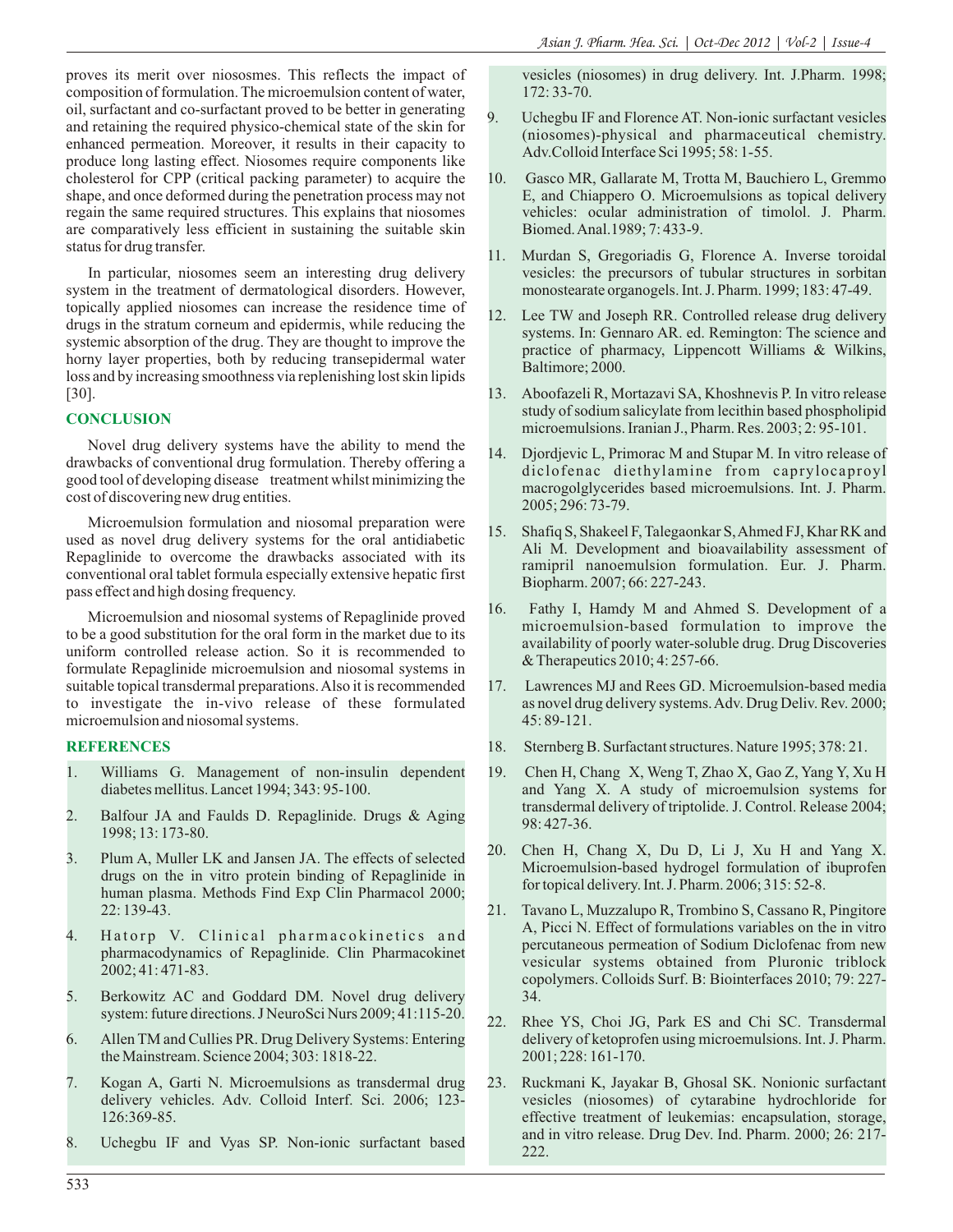proves its merit over niososmes. This reflects the impact of composition of formulation. The microemulsion content of water, oil, surfactant and co-surfactant proved to be better in generating and retaining the required physico-chemical state of the skin for enhanced permeation. Moreover, it results in their capacity to produce long lasting effect. Niosomes require components like cholesterol for CPP (critical packing parameter) to acquire the shape, and once deformed during the penetration process may not regain the same required structures. This explains that niosomes are comparatively less efficient in sustaining the suitable skin status for drug transfer.

In particular, niosomes seem an interesting drug delivery system in the treatment of dermatological disorders. However, topically applied niosomes can increase the residence time of drugs in the stratum corneum and epidermis, while reducing the systemic absorption of the drug. They are thought to improve the horny layer properties, both by reducing transepidermal water loss and by increasing smoothness via replenishing lost skin lipids [30].

## CONCLUSION

Novel drug delivery systems have the ability to mend the drawbacks of conventional drug formulation. Thereby offering a good tool of developing disease treatment whilst minimizing the cost of discovering new drug entities.

Microemulsion formulation and niosomal preparation were used as novel drug delivery systems for the oral antidiabetic Repaglinide to overcome the drawbacks associated with its conventional oral tablet formula especially extensive hepatic first pass effect and high dosing frequency.

Microemulsion and niosomal systems of Repaglinide proved to be a good substitution for the oral form in the market due to its uniform controlled release action. So it is recommended to formulate Repaglinide microemulsion and niosomal systems in suitable topical transdermal preparations. Also it is recommended to investigate the in-vivo release of these formulated microemulsion and niosomal systems.

## REFERENCES

1. Williams G. Management of non-insulin dependent diabetes mellitus. Lancet 1994; 343: 95-100.
2. Balfour JA and Faulds D. Repaglinide. Drugs & Aging 1998; 13: 173-80.
3. Plum A, Muller LK and Jansen JA. The effects of selected drugs on the in vitro protein binding of Repaglinide in human plasma. Methods Find Exp Clin Pharmacol 2000; 22: 139-43.
4. Hatorp V. Clinical pharmacokinetics and pharmacodynamics of Repaglinide. Clin Pharmacokinet 2002; 41: 471-83.
5. Berkowitz AC and Goddard DM. Novel drug delivery system: future directions. J NeuroSci Nurs 2009; 41:115-20.
6. Allen TM and Cullies PR. Drug Delivery Systems: Entering the Mainstream. Science 2004; 303: 1818-22.
7. Kogan A, Garti N. Microemulsions as transdermal drug delivery vehicles. Adv. Colloid Interf. Sci. 2006; 123-126:369-85.
8. Uchegbu IF and Vyas SP. Non-ionic surfactant based vesicles (niosomes) in drug delivery. Int. J.Pharm. 1998; 172: 33-70.
9. Uchegbu IF and Florence AT. Non-ionic surfactant vesicles (niosomes)-physical and pharmaceutical chemistry. Adv.Colloid Interface Sci 1995; 58: 1-55.
10. Gasco MR, Gallarate M, Trotta M, Bauchiero L, Gremmo E, and Chiappero O. Microemulsions as topical delivery vehicles: ocular administration of timolol. J. Pharm. Biomed. Anal.1989; 7: 433-9.
11. Murdan S, Gregoriadis G, Florence A. Inverse toroidal vesicles: the precursors of tubular structures in sorbitan monostearate organogels. Int. J. Pharm. 1999; 183: 47-49.
12. Lee TW and Joseph RR. Controlled release drug delivery systems. In: Gennaro AR. ed. Remington: The science and practice of pharmacy, Lippencott Williams & Wilkins, Baltimore; 2000.
13. Aboofazeli R, Mortazavi SA, Khoshnevis P. In vitro release study of sodium salicylate from lecithin based phospholipid microemulsions. Iranian J., Pharm. Res. 2003; 2: 95-101.
14. Djordjevic L, Primorac M and Stupar M. In vitro release of diclofenac diethylamine from caprylocaproyl macrogolglycerides based microemulsions. Int. J. Pharm. 2005; 296: 73-79.
15. Shafiq S, Shakeel F, Talegaonkar S, Ahmed FJ, Khar RK and Ali M. Development and bioavailability assessment of ramipril nanoemulsion formulation. Eur. J. Pharm. Biopharm. 2007; 66: 227-243.
16. Fathy I, Hamdy M and Ahmed S. Development of a microemulsion-based formulation to improve the availability of poorly water-soluble drug. Drug Discoveries & Therapeutics 2010; 4: 257-66.
17. Lawrences MJ and Rees GD. Microemulsion-based media as novel drug delivery systems. Adv. Drug Deliv. Rev. 2000; 45: 89-121.
18. Sternberg B. Surfactant structures. Nature 1995; 378: 21.
19. Chen H, Chang X, Weng T, Zhao X, Gao Z, Yang Y, Xu H and Yang X. A study of microemulsion systems for transdermal delivery of triptolide. J. Control. Release 2004; 98: 427-36.
20. Chen H, Chang X, Du D, Li J, Xu H and Yang X. Microemulsion-based hydrogel formulation of ibuprofen for topical delivery. Int. J. Pharm. 2006; 315: 52-8.
21. Tavano L, Muzzalupo R, Trombino S, Cassano R, Pingitore A, Picci N. Effect of formulations variables on the in vitro percutaneous permeation of Sodium Diclofenac from new vesicular systems obtained from Pluronic triblock copolymers. Colloids Surf. B: Biointerfaces 2010; 79: 227-34.
22. Rhee YS, Choi JG, Park ES and Chi SC. Transdermal delivery of ketoprofen using microemulsions. Int. J. Pharm. 2001; 228: 161-170.
23. Ruckmani K, Jayakar B, Ghosal SK. Nonionic surfactant vesicles (niosomes) of cytarabine hydrochloride for effective treatment of leukemias: encapsulation, storage, and in vitro release. Drug Dev. Ind. Pharm. 2000; 26: 217-222.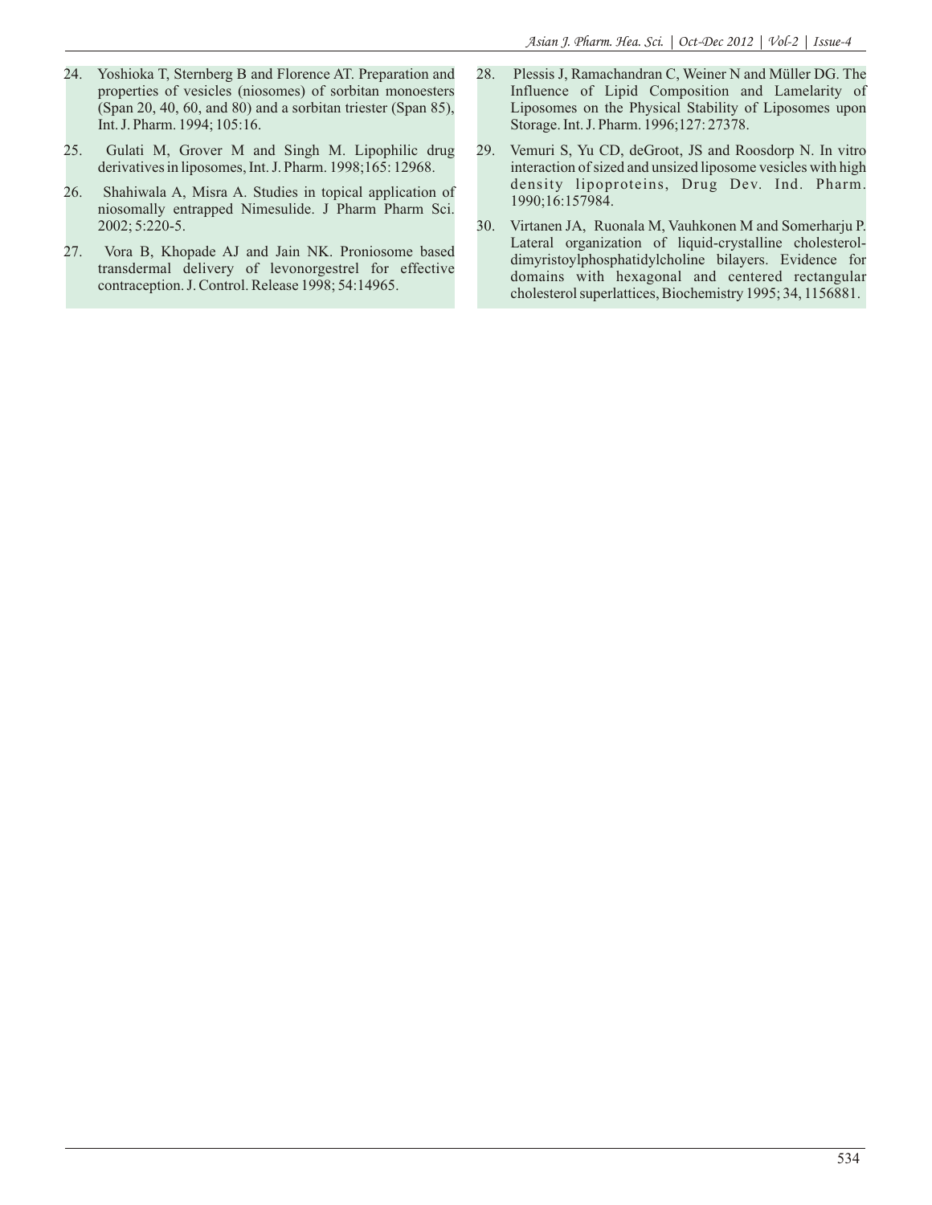24. Yoshioka T, Sternberg B and Florence AT. Preparation and properties of vesicles (niosomes) of sorbitan monoesters (Span 20, 40, 60, and 80) and a sorbitan triester (Span 85), Int. J. Pharm. 1994; 105:16.

25. Gulati M, Grover M and Singh M. Lipophilic drug derivatives in liposomes, Int. J. Pharm. 1998;165: 12968.

26. Shahiwala A, Misra A. Studies in topical application of niosomally entrapped Nimesulide. J Pharm Pharm Sci. 2002; 5:220-5.

27. Vora B, Khopade AJ and Jain NK. Proniosome based transdermal delivery of levonorgestrel for effective contraception. J. Control. Release 1998; 54:14965.

28. Plessis J, Ramachandran C, Weiner N and Müller DG. The Influence of Lipid Composition and Lamelarity of Liposomes on the Physical Stability of Liposomes upon Storage. Int. J. Pharm. 1996;127: 27378.

29. Vemuri S, Yu CD, deGroot, JS and Roosdorp N. In vitro interaction of sized and unsized liposome vesicles with high density lipoproteins, Drug Dev. Ind. Pharm. 1990;16:157984.

30. Virtanen JA, Ruonala M, Vauhkonen M and Somerharju P. Lateral organization of liquid-crystalline cholesterol-dimyristoylphosphatidylcholine bilayers. Evidence for domains with hexagonal and centered rectangular cholesterol superlattices, Biochemistry 1995; 34, 1156881.